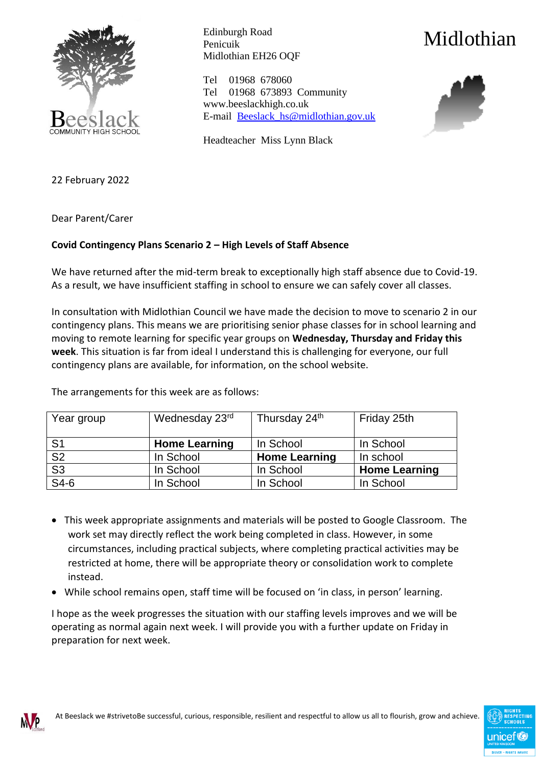Beeslack COMMUNITY HIGH SCHOOL

Edinburgh Road
Penicuik
Midlothian EH26 OQF

Tel 01968 678060
Tel 01968 673893 Community
www.beeslackhigh.co.uk
E-mail Beeslack_hs@midlothian.gov.uk

Headteacher Miss Lynn Black

Midlothian

22 February 2022

Dear Parent/Carer

**Covid Contingency Plans Scenario 2 – High Levels of Staff Absence**

We have returned after the mid-term break to exceptionally high staff absence due to Covid-19. As a result, we have insufficient staffing in school to ensure we can safely cover all classes.

In consultation with Midlothian Council we have made the decision to move to scenario 2 in our contingency plans. This means we are prioritising senior phase classes for in school learning and moving to remote learning for specific year groups on **Wednesday, Thursday and Friday this week**. This situation is far from ideal I understand this is challenging for everyone, our full contingency plans are available, for information, on the school website.

The arrangements for this week are as follows:

| Year group | Wednesday 23rd | Thursday 24th | Friday 25th |
|---|---|---|---|
| S1 | **Home Learning** | In School | In School |
| S2 | In School | **Home Learning** | In school |
| S3 | In School | In School | **Home Learning** |
| S4-6 | In School | In School | In School |

- This week appropriate assignments and materials will be posted to Google Classroom. The work set may directly reflect the work being completed in class. However, in some circumstances, including practical subjects, where completing practical activities may be restricted at home, there will be appropriate theory or consolidation work to complete instead.
- While school remains open, staff time will be focused on 'in class, in person' learning.

I hope as the week progresses the situation with our staffing levels improves and we will be operating as normal again next week. I will provide you with a further update on Friday in preparation for next week.

At Beeslack we #strivetoBe successful, curious, responsible, resilient and respectful to allow us all to flourish, grow and achieve.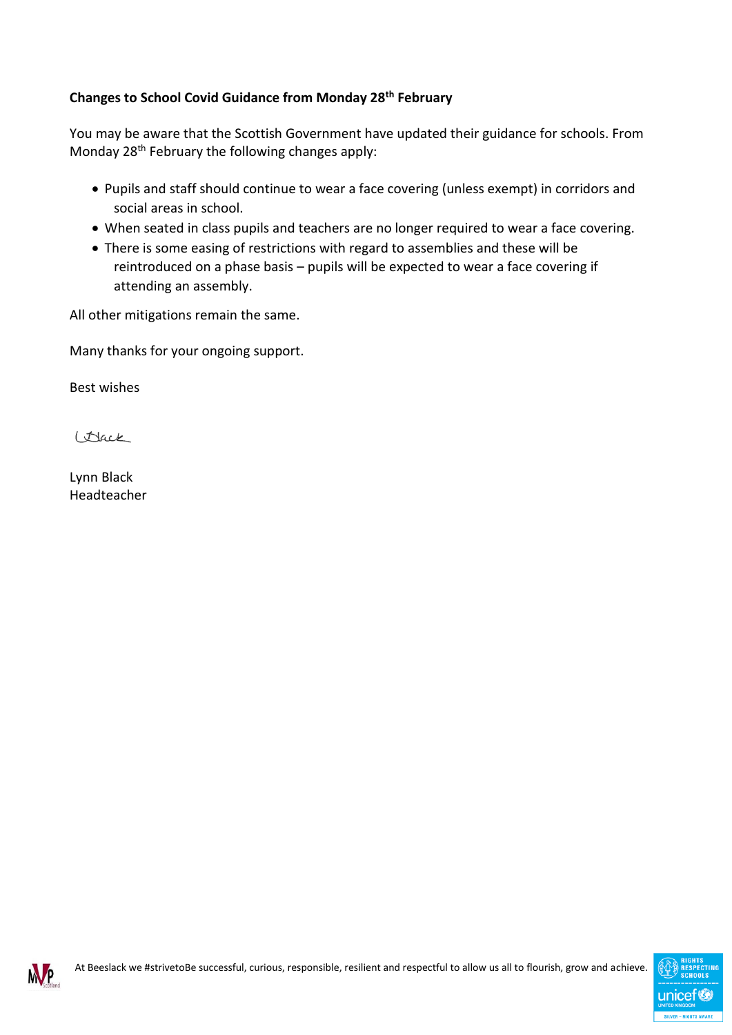**Changes to School Covid Guidance from Monday 28th February**

You may be aware that the Scottish Government have updated their guidance for schools. From Monday 28th February the following changes apply:

- Pupils and staff should continue to wear a face covering (unless exempt) in corridors and social areas in school.
- When seated in class pupils and teachers are no longer required to wear a face covering.
- There is some easing of restrictions with regard to assemblies and these will be reintroduced on a phase basis – pupils will be expected to wear a face covering if attending an assembly.

All other mitigations remain the same.

Many thanks for your ongoing support.

Best wishes

LBlack

Lynn Black
Headteacher

At Beeslack we #strivetoBe successful, curious, responsible, resilient and respectful to allow us all to flourish, grow and achieve.